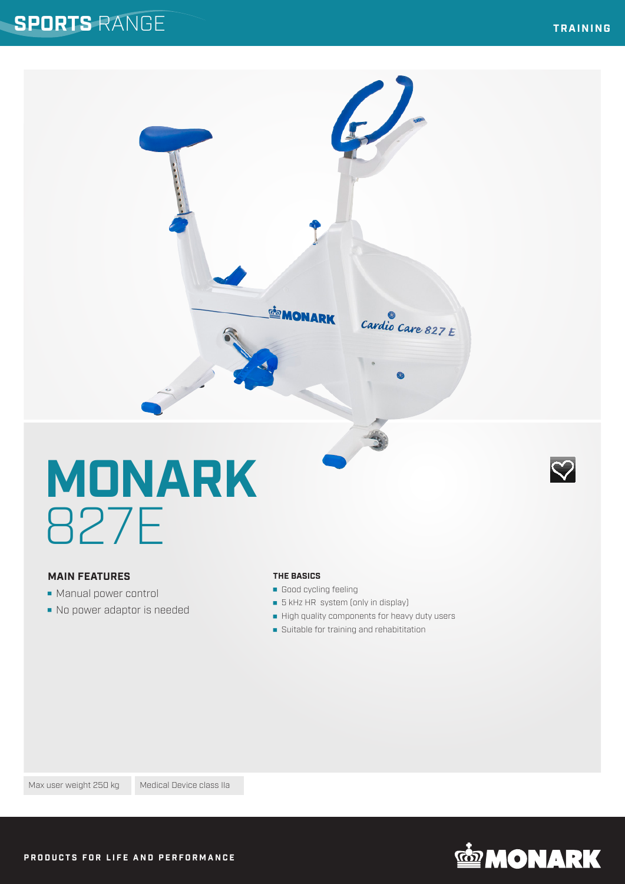SPORTS RANGE

TRAINING

# MONARK 827E

### MAIN FEATURES

- Manual power control
- No power adaptor is needed

### THE BASICS

- Good cycling feeling
- 5 kHz HR system (only in display)
- High quality components for heavy duty users
- Suitable for training and rehabititation

Max user weight 250 kg

Medical Device class IIa

PRODUCTS FOR LIFE AND PERFORMANCE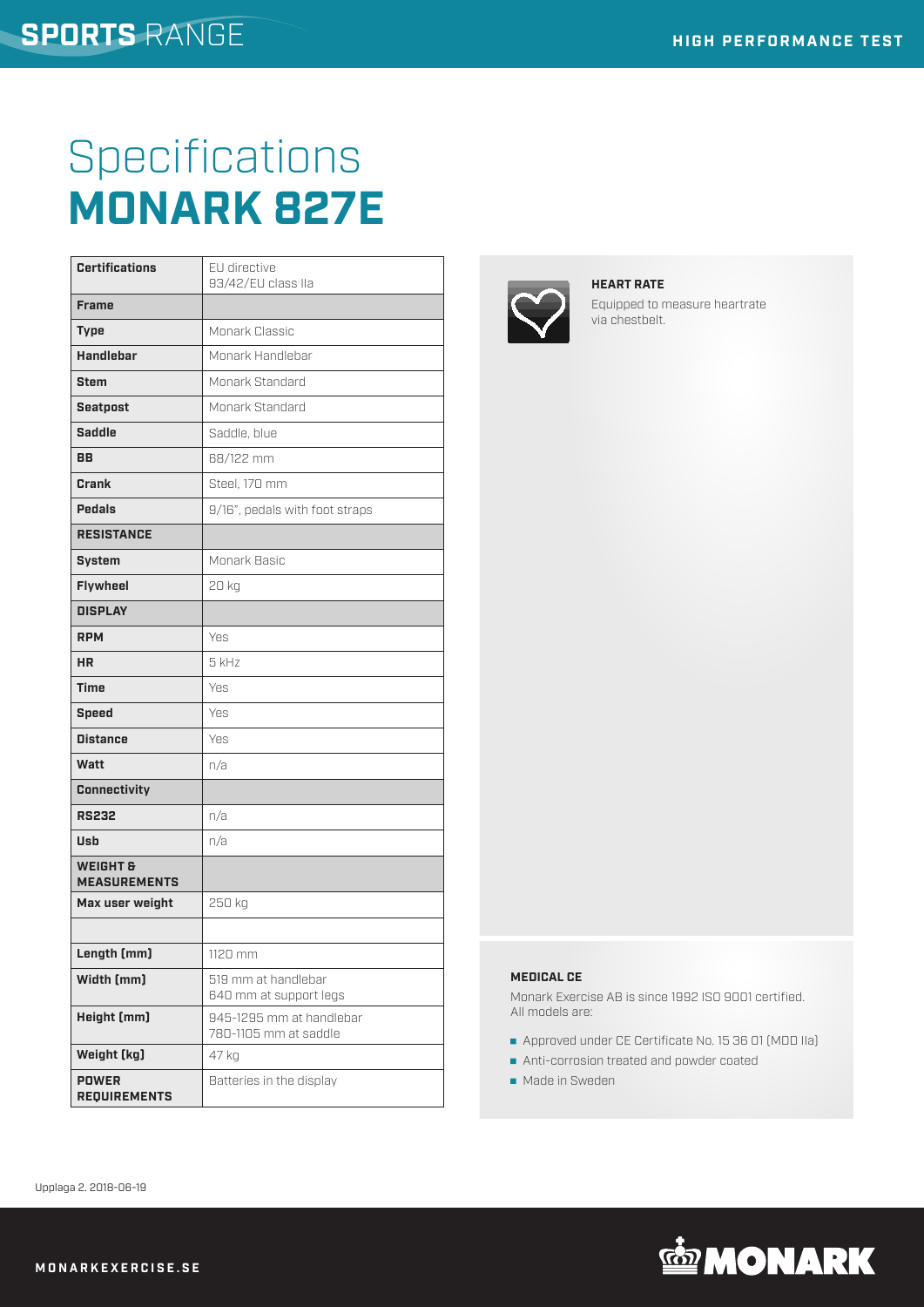# Specifications
# MONARK 827E

| | |
|---|---|
| **Certifications** | EU directive 93/42/EU class IIa |
| **Frame** | |
| **Type** | Monark Classic |
| **Handlebar** | Monark Handlebar |
| **Stem** | Monark Standard |
| **Seatpost** | Monark Standard |
| **Saddle** | Saddle, blue |
| **BB** | 68/122 mm |
| **Crank** | Steel, 170 mm |
| **Pedals** | 9/16", pedals with foot straps |
| **RESISTANCE** | |
| **System** | Monark Basic |
| **Flywheel** | 20 kg |
| **DISPLAY** | |
| **RPM** | Yes |
| **HR** | 5 kHz |
| **Time** | Yes |
| **Speed** | Yes |
| **Distance** | Yes |
| **Watt** | n/a |
| **Connectivity** | |
| **RS232** | n/a |
| **Usb** | n/a |
| **WEIGHT & MEASUREMENTS** | |
| **Max user weight** | 250 kg |
| | |
| **Length (mm)** | 1120 mm |
| **Width (mm)** | 519 mm at handlebar<br>640 mm at support legs |
| **Height (mm)** | 945-1295 mm at handlebar<br>780-1105 mm at saddle |
| **Weight (kg)** | 47 kg |
| **POWER REQUIREMENTS** | Batteries in the display |

**HEART RATE**

Equipped to measure heartrate via chestbelt.

**MEDICAL CE**

Monark Exercise AB is since 1992 ISO 9001 certified. All models are:

- Approved under CE Certificate No. 15 36 01 (MDD IIa)
- Anti-corrosion treated and powder coated
- Made in Sweden

Upplaga 2. 2018-06-19